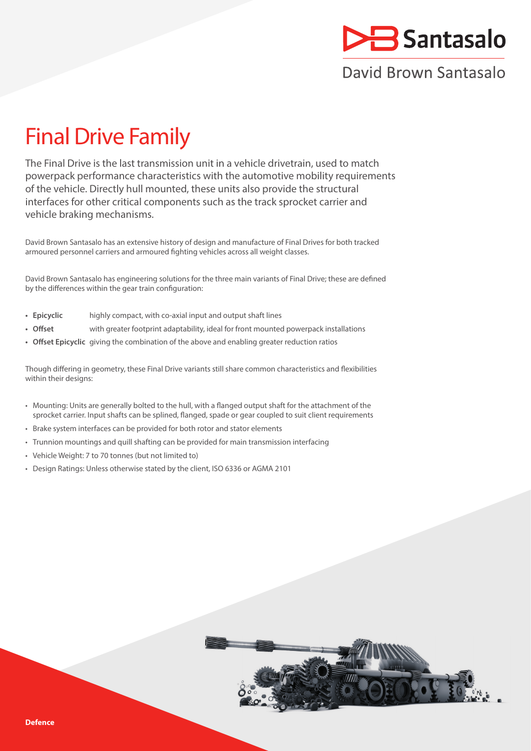Santasalo

David Brown Santasalo

# Final Drive Family

The Final Drive is the last transmission unit in a vehicle drivetrain, used to match powerpack performance characteristics with the automotive mobility requirements of the vehicle. Directly hull mounted, these units also provide the structural interfaces for other critical components such as the track sprocket carrier and vehicle braking mechanisms.

David Brown Santasalo has an extensive history of design and manufacture of Final Drives for both tracked armoured personnel carriers and armoured fighting vehicles across all weight classes.

David Brown Santasalo has engineering solutions for the three main variants of Final Drive; these are defined by the differences within the gear train configuration:

- **Epicyclic** highly compact, with co-axial input and output shaft lines
- **Offset** with greater footprint adaptability, ideal for front mounted powerpack installations
- **Offset Epicyclic** giving the combination of the above and enabling greater reduction ratios

Though differing in geometry, these Final Drive variants still share common characteristics and flexibilities within their designs:

- Mounting: Units are generally bolted to the hull, with a flanged output shaft for the attachment of the sprocket carrier. Input shafts can be splined, flanged, spade or gear coupled to suit client requirements
- Brake system interfaces can be provided for both rotor and stator elements
- Trunnion mountings and quill shafting can be provided for main transmission interfacing
- Vehicle Weight: 7 to 70 tonnes (but not limited to)
- Design Ratings: Unless otherwise stated by the client, ISO 6336 or AGMA 2101

**Defence**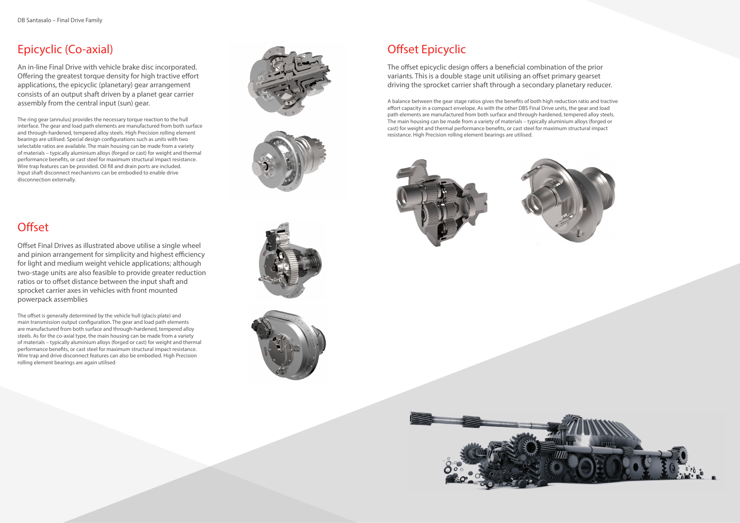## Epicyclic (Co-axial)

An in-line Final Drive with vehicle brake disc incorporated. Offering the greatest torque density for high tractive effort applications, the epicyclic (planetary) gear arrangement consists of an output shaft driven by a planet gear carrier assembly from the central input (sun) gear.

The ring gear (annulus) provides the necessary torque reaction to the hull interface. The gear and load path elements are manufactured from both surface and through-hardened, tempered alloy steels. High Precision rolling element bearings are utilised. Special design configurations such as units with two selectable ratios are available. The main housing can be made from a variety of materials – typically aluminium alloys (forged or cast) for weight and thermal performance benefits, or cast steel for maximum structural impact resistance. Wire trap features can be provided. Oil fill and drain ports are included. Input shaft disconnect mechanisms can be embodied to enable drive disconnection externally.

## Offset

Offset Final Drives as illustrated above utilise a single wheel and pinion arrangement for simplicity and highest efficiency for light and medium weight vehicle applications; although two-stage units are also feasible to provide greater reduction ratios or to offset distance between the input shaft and sprocket carrier axes in vehicles with front mounted powerpack assemblies

The offset is generally determined by the vehicle hull (glacis plate) and main transmission output configuration. The gear and load path elements are manufactured from both surface and through-hardened, tempered alloy steels. As for the co-axial type, the main housing can be made from a variety of materials – typically aluminium alloys (forged or cast) for weight and thermal performance benefits, or cast steel for maximum structural impact resistance. Wire trap and drive disconnect features can also be embodied. High Precision rolling element bearings are again utilised

## Offset Epicyclic

The offset epicyclic design offers a beneficial combination of the prior variants. This is a double stage unit utilising an offset primary gearset driving the sprocket carrier shaft through a secondary planetary reducer.

A balance between the gear stage ratios gives the benefits of both high reduction ratio and tractive effort capacity in a compact envelope. As with the other DBS Final Drive units, the gear and load path elements are manufactured from both surface and through-hardened, tempered alloy steels. The main housing can be made from a variety of materials – typically aluminium alloys (forged or cast) for weight and thermal performance benefits, or cast steel for maximum structural impact resistance. High Precision rolling element bearings are utilised.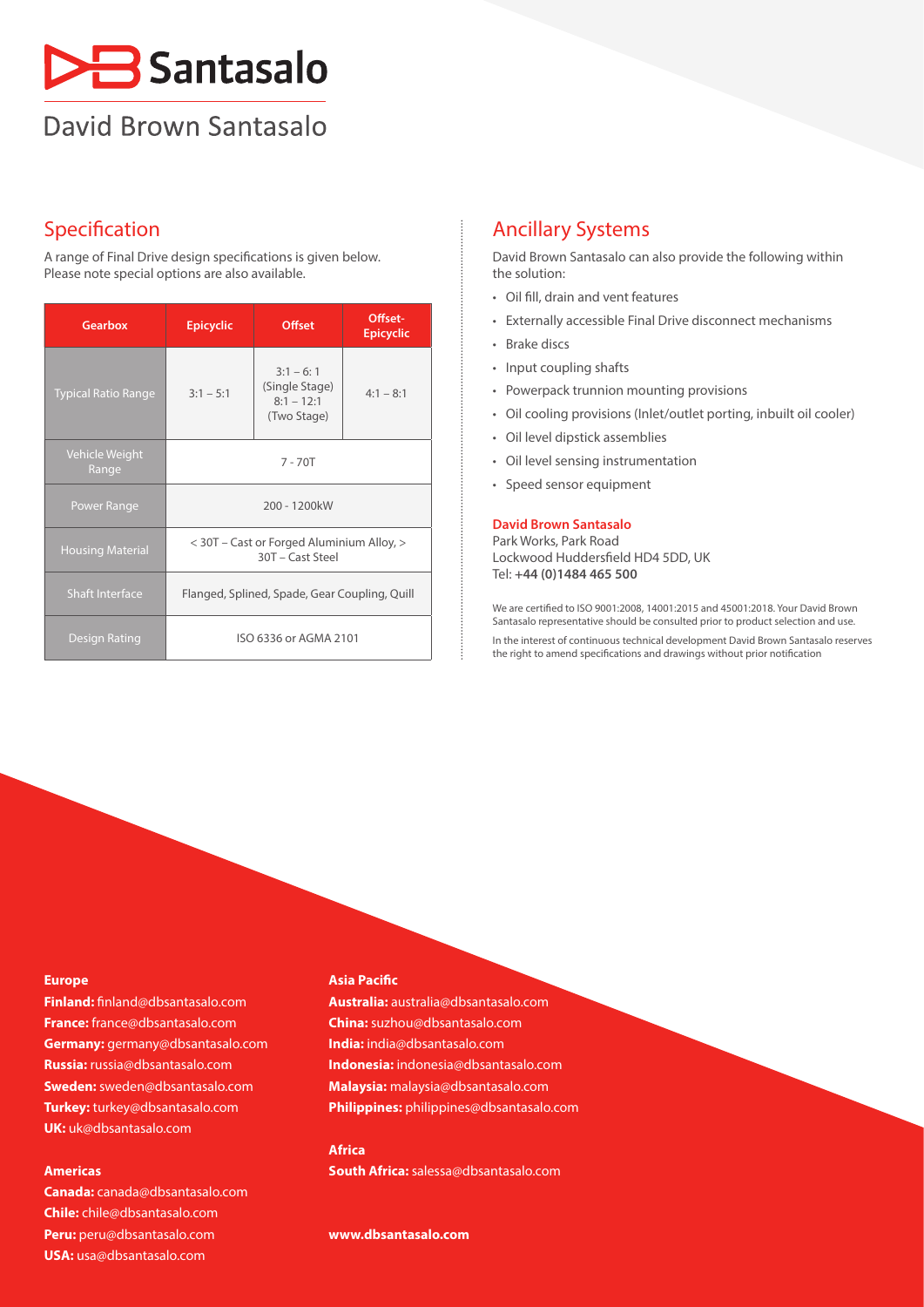# Santasalo

## David Brown Santasalo

## Specification

A range of Final Drive design specifications is given below. Please note special options are also available.

| Gearbox | Epicyclic | Offset | Offset-Epicyclic |
|---|---|---|---|
| Typical Ratio Range | 3:1 – 5:1 | 3:1 – 6: 1 (Single Stage) 8:1 – 12:1 (Two Stage) | 4:1 – 8:1 |
| Vehicle Weight Range | 7 - 70T | | |
| Power Range | 200 - 1200kW | | |
| Housing Material | < 30T – Cast or Forged Aluminium Alloy, > 30T – Cast Steel | | |
| Shaft Interface | Flanged, Splined, Spade, Gear Coupling, Quill | | |
| Design Rating | ISO 6336 or AGMA 2101 | | |

## Ancillary Systems

David Brown Santasalo can also provide the following within the solution:

- Oil fill, drain and vent features
- Externally accessible Final Drive disconnect mechanisms
- Brake discs
- Input coupling shafts
- Powerpack trunnion mounting provisions
- Oil cooling provisions (Inlet/outlet porting, inbuilt oil cooler)
- Oil level dipstick assemblies
- Oil level sensing instrumentation
- Speed sensor equipment

**David Brown Santasalo**
Park Works, Park Road
Lockwood Huddersfield HD4 5DD, UK
Tel: **+44 (0)1484 465 500**

We are certified to ISO 9001:2008, 14001:2015 and 45001:2018. Your David Brown Santasalo representative should be consulted prior to product selection and use.

In the interest of continuous technical development David Brown Santasalo reserves the right to amend specifications and drawings without prior notification

**Europe**

**Finland:** finland@dbsantasalo.com
**France:** france@dbsantasalo.com
**Germany:** germany@dbsantasalo.com
**Russia:** russia@dbsantasalo.com
**Sweden:** sweden@dbsantasalo.com
**Turkey:** turkey@dbsantasalo.com
**UK:** uk@dbsantasalo.com

**Americas**

**Canada:** canada@dbsantasalo.com
**Chile:** chile@dbsantasalo.com
**Peru:** peru@dbsantasalo.com
**USA:** usa@dbsantasalo.com

**Asia Pacific**

**Australia:** australia@dbsantasalo.com
**China:** suzhou@dbsantasalo.com
**India:** india@dbsantasalo.com
**Indonesia:** indonesia@dbsantasalo.com
**Malaysia:** malaysia@dbsantasalo.com
**Philippines:** philippines@dbsantasalo.com

**Africa**

**South Africa:** salessa@dbsantasalo.com

**www.dbsantasalo.com**